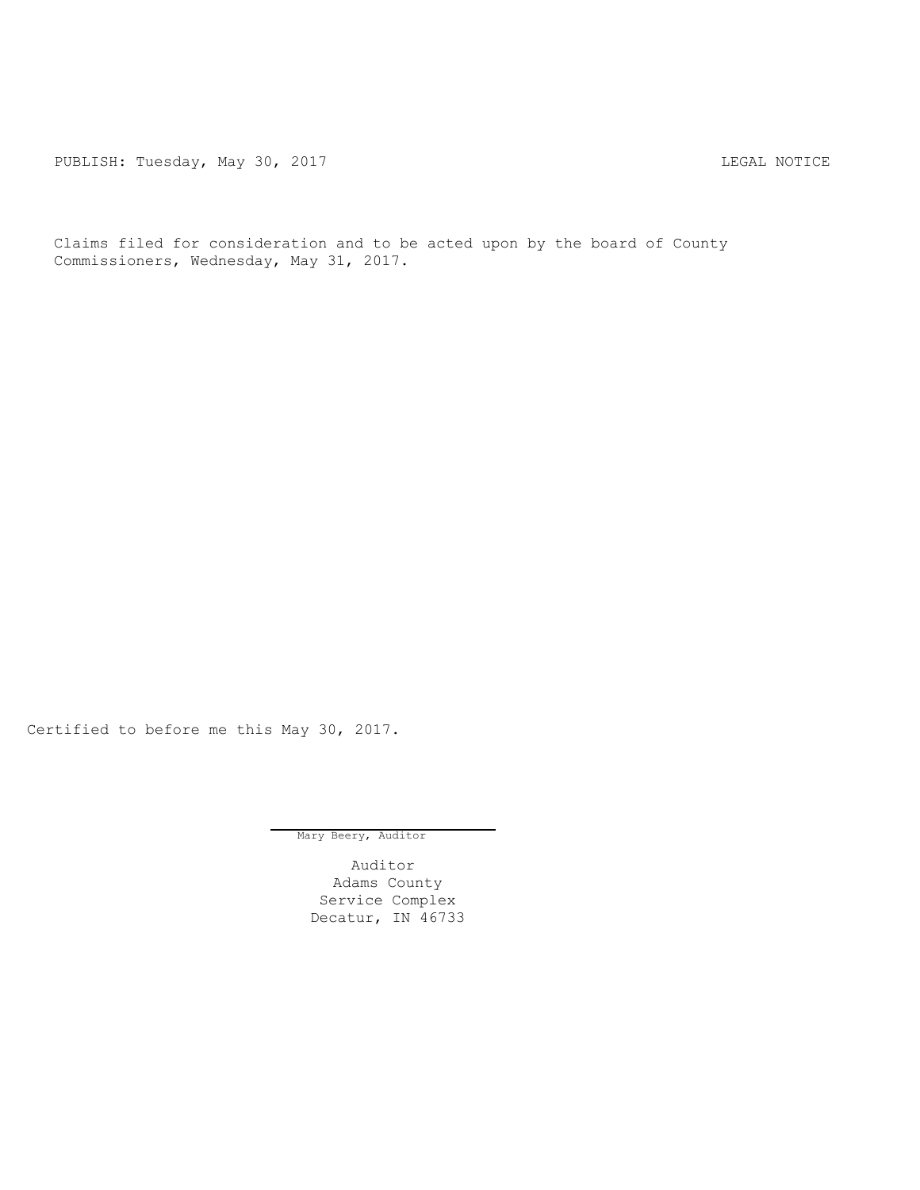PUBLISH: Tuesday, May 30, 2017 LEGAL NOTICE

Claims filed for consideration and to be acted upon by the board of County Commissioners, Wednesday, May 31, 2017.

Certified to before me this May 30, 2017.

Mary Beery, Auditor

Auditor
Adams County
Service Complex
Decatur, IN 46733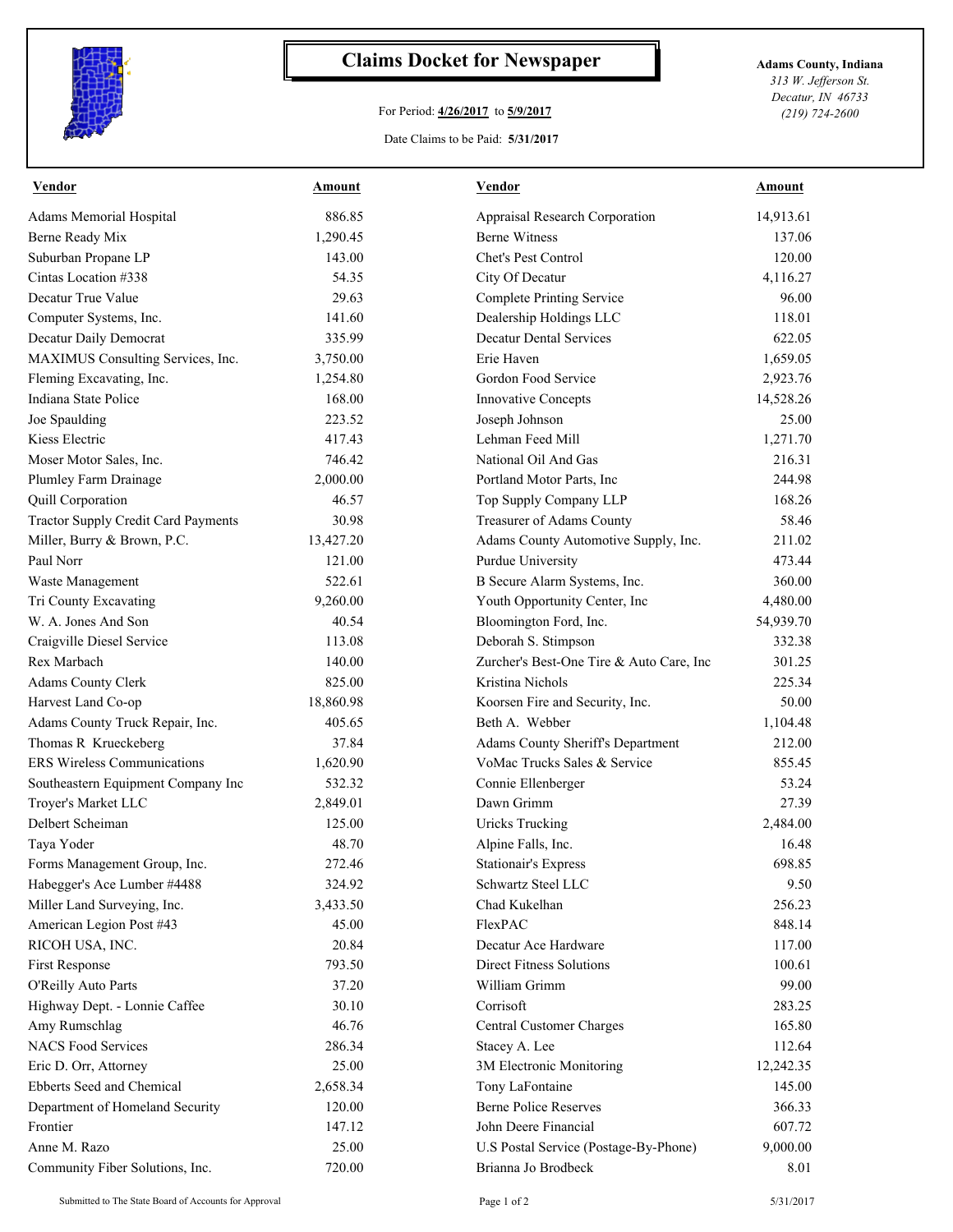# Claims Docket for Newspaper

For Period: **4/26/2017** to **5/9/2017**

Date Claims to be Paid: **5/31/2017**

**Adams County, Indiana**
*313 W. Jefferson St.*
*Decatur, IN 46733*
*(219) 724-2600*

| Vendor | Amount | Vendor | Amount |
|---|---|---|---|
| Adams Memorial Hospital | 886.85 | Appraisal Research Corporation | 14,913.61 |
| Berne Ready Mix | 1,290.45 | Berne Witness | 137.06 |
| Suburban Propane LP | 143.00 | Chet's Pest Control | 120.00 |
| Cintas Location #338 | 54.35 | City Of Decatur | 4,116.27 |
| Decatur True Value | 29.63 | Complete Printing Service | 96.00 |
| Computer Systems, Inc. | 141.60 | Dealership Holdings LLC | 118.01 |
| Decatur Daily Democrat | 335.99 | Decatur Dental Services | 622.05 |
| MAXIMUS Consulting Services, Inc. | 3,750.00 | Erie Haven | 1,659.05 |
| Fleming Excavating, Inc. | 1,254.80 | Gordon Food Service | 2,923.76 |
| Indiana State Police | 168.00 | Innovative Concepts | 14,528.26 |
| Joe Spaulding | 223.52 | Joseph Johnson | 25.00 |
| Kiess Electric | 417.43 | Lehman Feed Mill | 1,271.70 |
| Moser Motor Sales, Inc. | 746.42 | National Oil And Gas | 216.31 |
| Plumley Farm Drainage | 2,000.00 | Portland Motor Parts, Inc | 244.98 |
| Quill Corporation | 46.57 | Top Supply Company LLP | 168.26 |
| Tractor Supply Credit Card Payments | 30.98 | Treasurer of Adams County | 58.46 |
| Miller, Burry & Brown, P.C. | 13,427.20 | Adams County Automotive Supply, Inc. | 211.02 |
| Paul Norr | 121.00 | Purdue University | 473.44 |
| Waste Management | 522.61 | B Secure Alarm Systems, Inc. | 360.00 |
| Tri County Excavating | 9,260.00 | Youth Opportunity Center, Inc | 4,480.00 |
| W. A. Jones And Son | 40.54 | Bloomington Ford, Inc. | 54,939.70 |
| Craigville Diesel Service | 113.08 | Deborah S. Stimpson | 332.38 |
| Rex Marbach | 140.00 | Zurcher's Best-One Tire & Auto Care, Inc | 301.25 |
| Adams County Clerk | 825.00 | Kristina Nichols | 225.34 |
| Harvest Land Co-op | 18,860.98 | Koorsen Fire and Security, Inc. | 50.00 |
| Adams County Truck Repair, Inc. | 405.65 | Beth A. Webber | 1,104.48 |
| Thomas R Krueckeberg | 37.84 | Adams County Sheriff's Department | 212.00 |
| ERS Wireless Communications | 1,620.90 | VoMac Trucks Sales & Service | 855.45 |
| Southeastern Equipment Company Inc | 532.32 | Connie Ellenberger | 53.24 |
| Troyer's Market LLC | 2,849.01 | Dawn Grimm | 27.39 |
| Delbert Scheiman | 125.00 | Uricks Trucking | 2,484.00 |
| Taya Yoder | 48.70 | Alpine Falls, Inc. | 16.48 |
| Forms Management Group, Inc. | 272.46 | Stationair's Express | 698.85 |
| Habegger's Ace Lumber #4488 | 324.92 | Schwartz Steel LLC | 9.50 |
| Miller Land Surveying, Inc. | 3,433.50 | Chad Kukelhan | 256.23 |
| American Legion Post #43 | 45.00 | FlexPAC | 848.14 |
| RICOH USA, INC. | 20.84 | Decatur Ace Hardware | 117.00 |
| First Response | 793.50 | Direct Fitness Solutions | 100.61 |
| O'Reilly Auto Parts | 37.20 | William Grimm | 99.00 |
| Highway Dept. - Lonnie Caffee | 30.10 | Corrisoft | 283.25 |
| Amy Rumschlag | 46.76 | Central Customer Charges | 165.80 |
| NACS Food Services | 286.34 | Stacey A. Lee | 112.64 |
| Eric D. Orr, Attorney | 25.00 | 3M Electronic Monitoring | 12,242.35 |
| Ebberts Seed and Chemical | 2,658.34 | Tony LaFontaine | 145.00 |
| Department of Homeland Security | 120.00 | Berne Police Reserves | 366.33 |
| Frontier | 147.12 | John Deere Financial | 607.72 |
| Anne M. Razo | 25.00 | U.S Postal Service (Postage-By-Phone) | 9,000.00 |
| Community Fiber Solutions, Inc. | 720.00 | Brianna Jo Brodbeck | 8.01 |

Submitted to The State Board of Accounts for Approval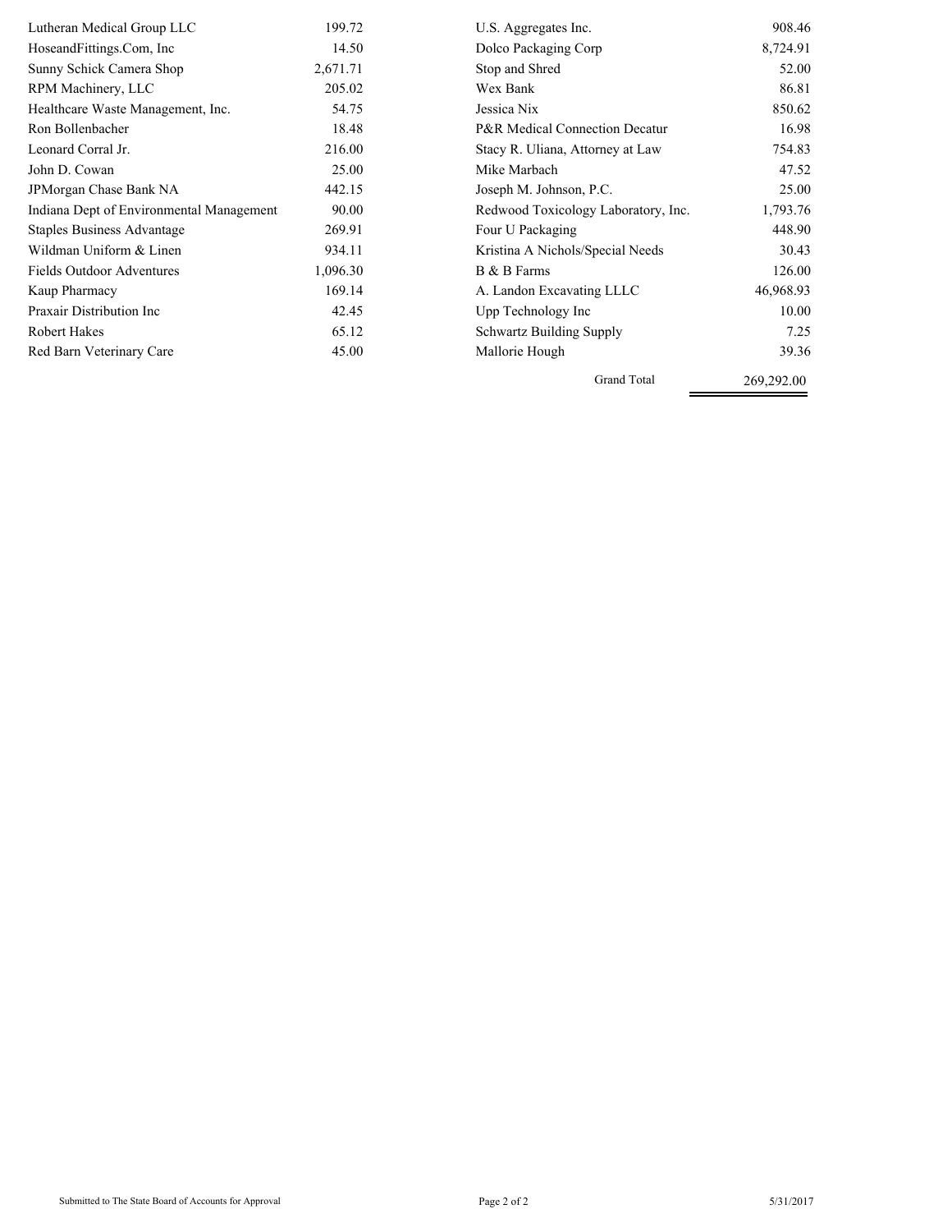| | |
|---|---|
| Lutheran Medical Group LLC | 199.72 |
| HoseandFittings.Com, Inc | 14.50 |
| Sunny Schick Camera Shop | 2,671.71 |
| RPM Machinery, LLC | 205.02 |
| Healthcare Waste Management, Inc. | 54.75 |
| Ron Bollenbacher | 18.48 |
| Leonard Corral Jr. | 216.00 |
| John D. Cowan | 25.00 |
| JPMorgan Chase Bank NA | 442.15 |
| Indiana Dept of Environmental Management | 90.00 |
| Staples Business Advantage | 269.91 |
| Wildman Uniform & Linen | 934.11 |
| Fields Outdoor Adventures | 1,096.30 |
| Kaup Pharmacy | 169.14 |
| Praxair Distribution Inc | 42.45 |
| Robert Hakes | 65.12 |
| Red Barn Veterinary Care | 45.00 |
| U.S. Aggregates Inc. | 908.46 |
| Dolco Packaging Corp | 8,724.91 |
| Stop and Shred | 52.00 |
| Wex Bank | 86.81 |
| Jessica Nix | 850.62 |
| P&R Medical Connection Decatur | 16.98 |
| Stacy R. Uliana, Attorney at Law | 754.83 |
| Mike Marbach | 47.52 |
| Joseph M. Johnson, P.C. | 25.00 |
| Redwood Toxicology Laboratory, Inc. | 1,793.76 |
| Four U Packaging | 448.90 |
| Kristina A Nichols/Special Needs | 30.43 |
| B & B Farms | 126.00 |
| A. Landon Excavating LLLC | 46,968.93 |
| Upp Technology Inc | 10.00 |
| Schwartz Building Supply | 7.25 |
| Mallorie Hough | 39.36 |
| Grand Total | 269,292.00 |

Submitted to The State Board of Accounts for Approval

5/31/2017